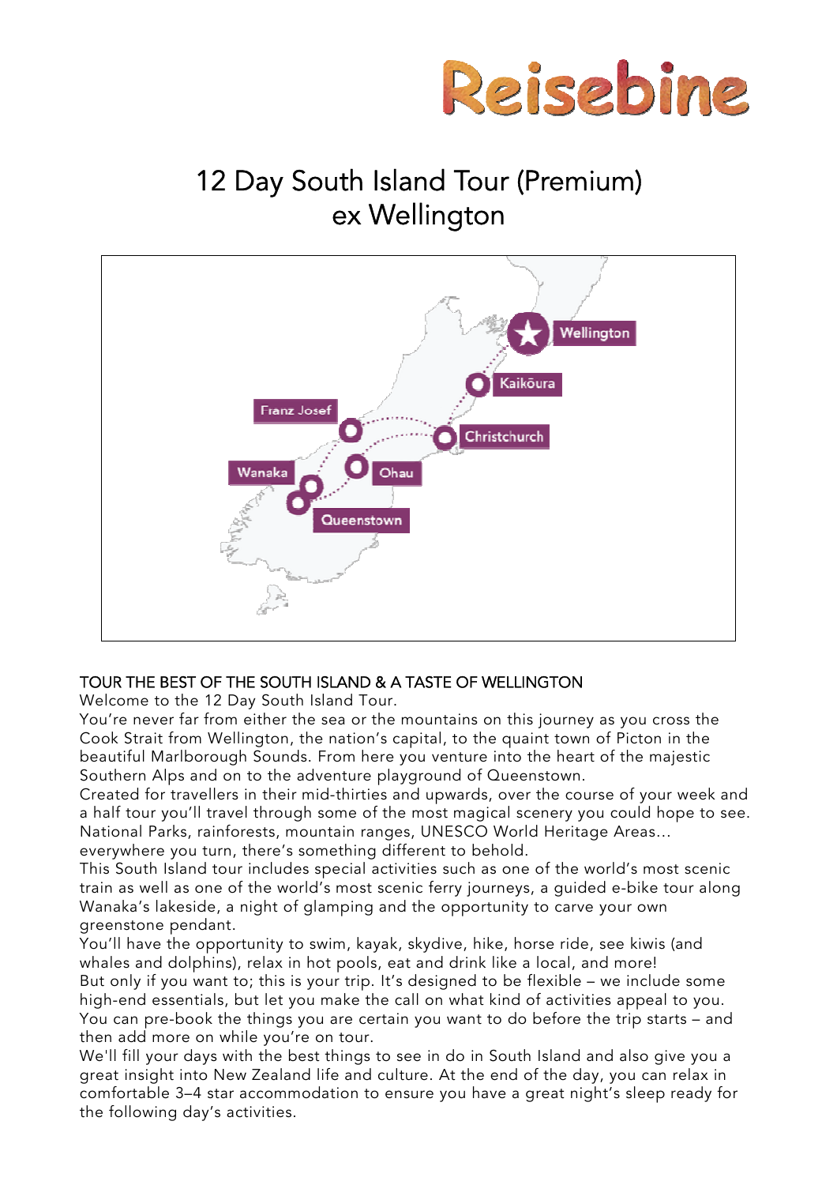Reisebine

# 12 Day South Island Tour (Premium) ex Wellington

## TOUR THE BEST OF THE SOUTH ISLAND & A TASTE OF WELLINGTON

Welcome to the 12 Day South Island Tour.

You're never far from either the sea or the mountains on this journey as you cross the Cook Strait from Wellington, the nation's capital, to the quaint town of Picton in the beautiful Marlborough Sounds. From here you venture into the heart of the majestic Southern Alps and on to the adventure playground of Queenstown.

Created for travellers in their mid-thirties and upwards, over the course of your week and a half tour you'll travel through some of the most magical scenery you could hope to see. National Parks, rainforests, mountain ranges, UNESCO World Heritage Areas… everywhere you turn, there's something different to behold.

This South Island tour includes special activities such as one of the world's most scenic train as well as one of the world's most scenic ferry journeys, a guided e-bike tour along Wanaka's lakeside, a night of glamping and the opportunity to carve your own greenstone pendant.

You'll have the opportunity to swim, kayak, skydive, hike, horse ride, see kiwis (and whales and dolphins), relax in hot pools, eat and drink like a local, and more!

But only if you want to; this is your trip. It's designed to be flexible – we include some high-end essentials, but let you make the call on what kind of activities appeal to you. You can pre-book the things you are certain you want to do before the trip starts – and then add more on while you're on tour.

We'll fill your days with the best things to see in do in South Island and also give you a great insight into New Zealand life and culture. At the end of the day, you can relax in comfortable 3–4 star accommodation to ensure you have a great night's sleep ready for the following day's activities.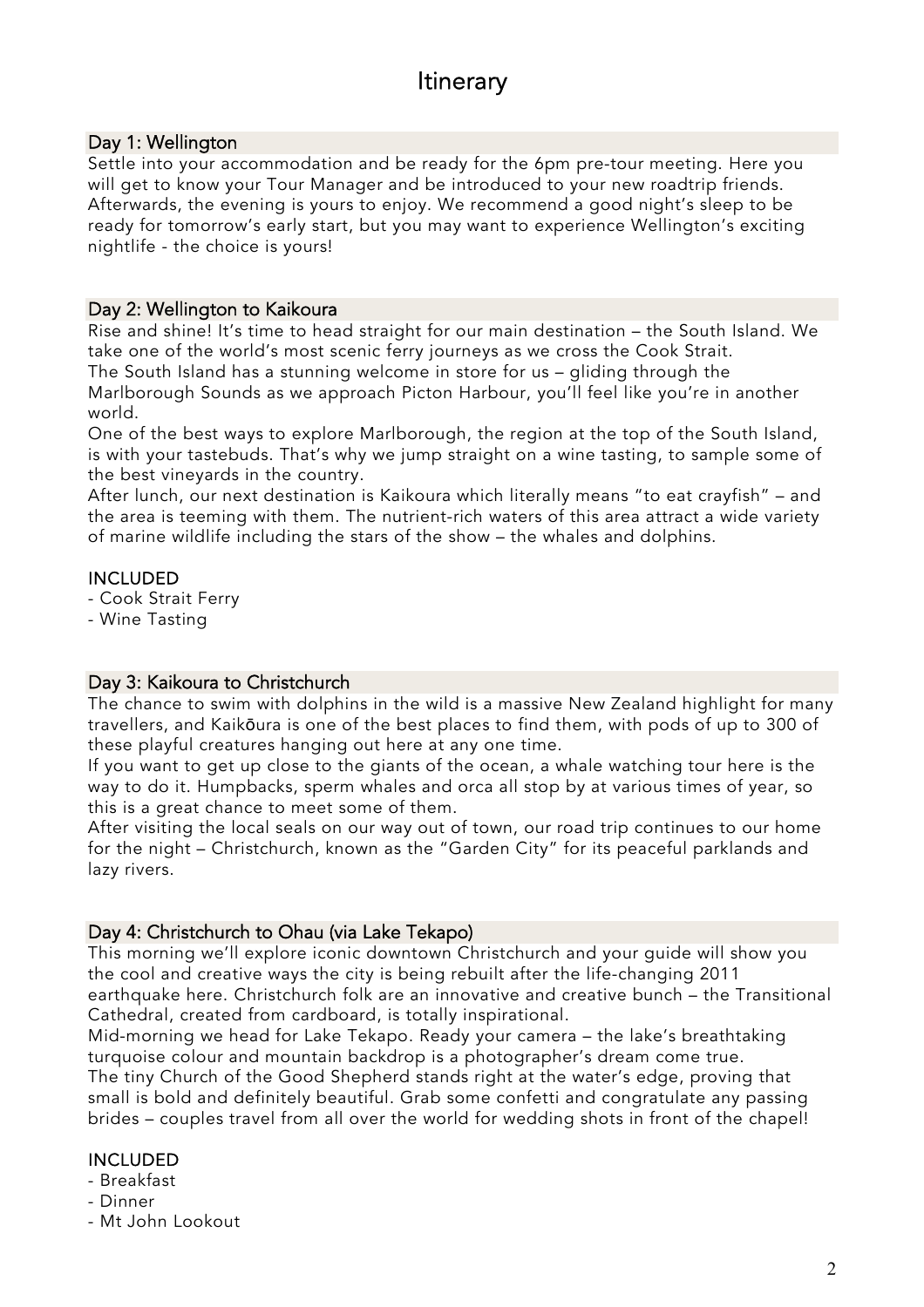# Itinerary

## Day 1: Wellington

Settle into your accommodation and be ready for the 6pm pre-tour meeting. Here you will get to know your Tour Manager and be introduced to your new roadtrip friends. Afterwards, the evening is yours to enjoy. We recommend a good night's sleep to be ready for tomorrow's early start, but you may want to experience Wellington's exciting nightlife - the choice is yours!

## Day 2: Wellington to Kaikoura

Rise and shine! It's time to head straight for our main destination – the South Island. We take one of the world's most scenic ferry journeys as we cross the Cook Strait.
The South Island has a stunning welcome in store for us – gliding through the Marlborough Sounds as we approach Picton Harbour, you'll feel like you're in another world.
One of the best ways to explore Marlborough, the region at the top of the South Island, is with your tastebuds. That's why we jump straight on a wine tasting, to sample some of the best vineyards in the country.
After lunch, our next destination is Kaikoura which literally means "to eat crayfish" – and the area is teeming with them. The nutrient-rich waters of this area attract a wide variety of marine wildlife including the stars of the show – the whales and dolphins.

INCLUDED
- Cook Strait Ferry
- Wine Tasting

## Day 3: Kaikoura to Christchurch

The chance to swim with dolphins in the wild is a massive New Zealand highlight for many travellers, and Kaikōura is one of the best places to find them, with pods of up to 300 of these playful creatures hanging out here at any one time.
If you want to get up close to the giants of the ocean, a whale watching tour here is the way to do it. Humpbacks, sperm whales and orca all stop by at various times of year, so this is a great chance to meet some of them.
After visiting the local seals on our way out of town, our road trip continues to our home for the night – Christchurch, known as the "Garden City" for its peaceful parklands and lazy rivers.

## Day 4: Christchurch to Ohau (via Lake Tekapo)

This morning we'll explore iconic downtown Christchurch and your guide will show you the cool and creative ways the city is being rebuilt after the life-changing 2011 earthquake here. Christchurch folk are an innovative and creative bunch – the Transitional Cathedral, created from cardboard, is totally inspirational.
Mid-morning we head for Lake Tekapo. Ready your camera – the lake's breathtaking turquoise colour and mountain backdrop is a photographer's dream come true.
The tiny Church of the Good Shepherd stands right at the water's edge, proving that small is bold and definitely beautiful. Grab some confetti and congratulate any passing brides – couples travel from all over the world for wedding shots in front of the chapel!

INCLUDED
- Breakfast
- Dinner
- Mt John Lookout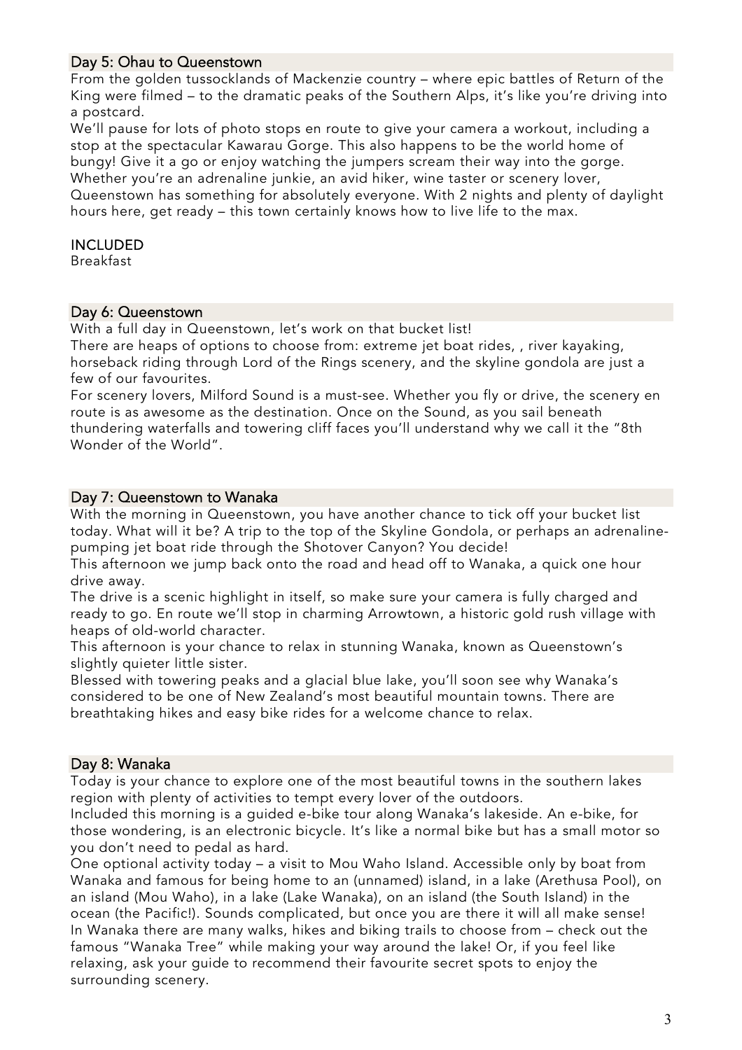## Day 5: Ohau to Queenstown

From the golden tussocklands of Mackenzie country – where epic battles of Return of the King were filmed – to the dramatic peaks of the Southern Alps, it's like you're driving into a postcard.

We'll pause for lots of photo stops en route to give your camera a workout, including a stop at the spectacular Kawarau Gorge. This also happens to be the world home of bungy! Give it a go or enjoy watching the jumpers scream their way into the gorge. Whether you're an adrenaline junkie, an avid hiker, wine taster or scenery lover, Queenstown has something for absolutely everyone. With 2 nights and plenty of daylight hours here, get ready – this town certainly knows how to live life to the max.

INCLUDED

Breakfast

## Day 6: Queenstown

With a full day in Queenstown, let's work on that bucket list!

There are heaps of options to choose from: extreme jet boat rides, , river kayaking, horseback riding through Lord of the Rings scenery, and the skyline gondola are just a few of our favourites.

For scenery lovers, Milford Sound is a must-see. Whether you fly or drive, the scenery en route is as awesome as the destination. Once on the Sound, as you sail beneath thundering waterfalls and towering cliff faces you'll understand why we call it the "8th Wonder of the World".

## Day 7: Queenstown to Wanaka

With the morning in Queenstown, you have another chance to tick off your bucket list today. What will it be? A trip to the top of the Skyline Gondola, or perhaps an adrenaline-pumping jet boat ride through the Shotover Canyon? You decide!

This afternoon we jump back onto the road and head off to Wanaka, a quick one hour drive away.

The drive is a scenic highlight in itself, so make sure your camera is fully charged and ready to go. En route we'll stop in charming Arrowtown, a historic gold rush village with heaps of old-world character.

This afternoon is your chance to relax in stunning Wanaka, known as Queenstown's slightly quieter little sister.

Blessed with towering peaks and a glacial blue lake, you'll soon see why Wanaka's considered to be one of New Zealand's most beautiful mountain towns. There are breathtaking hikes and easy bike rides for a welcome chance to relax.

## Day 8: Wanaka

Today is your chance to explore one of the most beautiful towns in the southern lakes region with plenty of activities to tempt every lover of the outdoors.

Included this morning is a guided e-bike tour along Wanaka's lakeside. An e-bike, for those wondering, is an electronic bicycle. It's like a normal bike but has a small motor so you don't need to pedal as hard.

One optional activity today – a visit to Mou Waho Island. Accessible only by boat from Wanaka and famous for being home to an (unnamed) island, in a lake (Arethusa Pool), on an island (Mou Waho), in a lake (Lake Wanaka), on an island (the South Island) in the ocean (the Pacific!). Sounds complicated, but once you are there it will all make sense!

In Wanaka there are many walks, hikes and biking trails to choose from – check out the famous "Wanaka Tree" while making your way around the lake! Or, if you feel like relaxing, ask your guide to recommend their favourite secret spots to enjoy the surrounding scenery.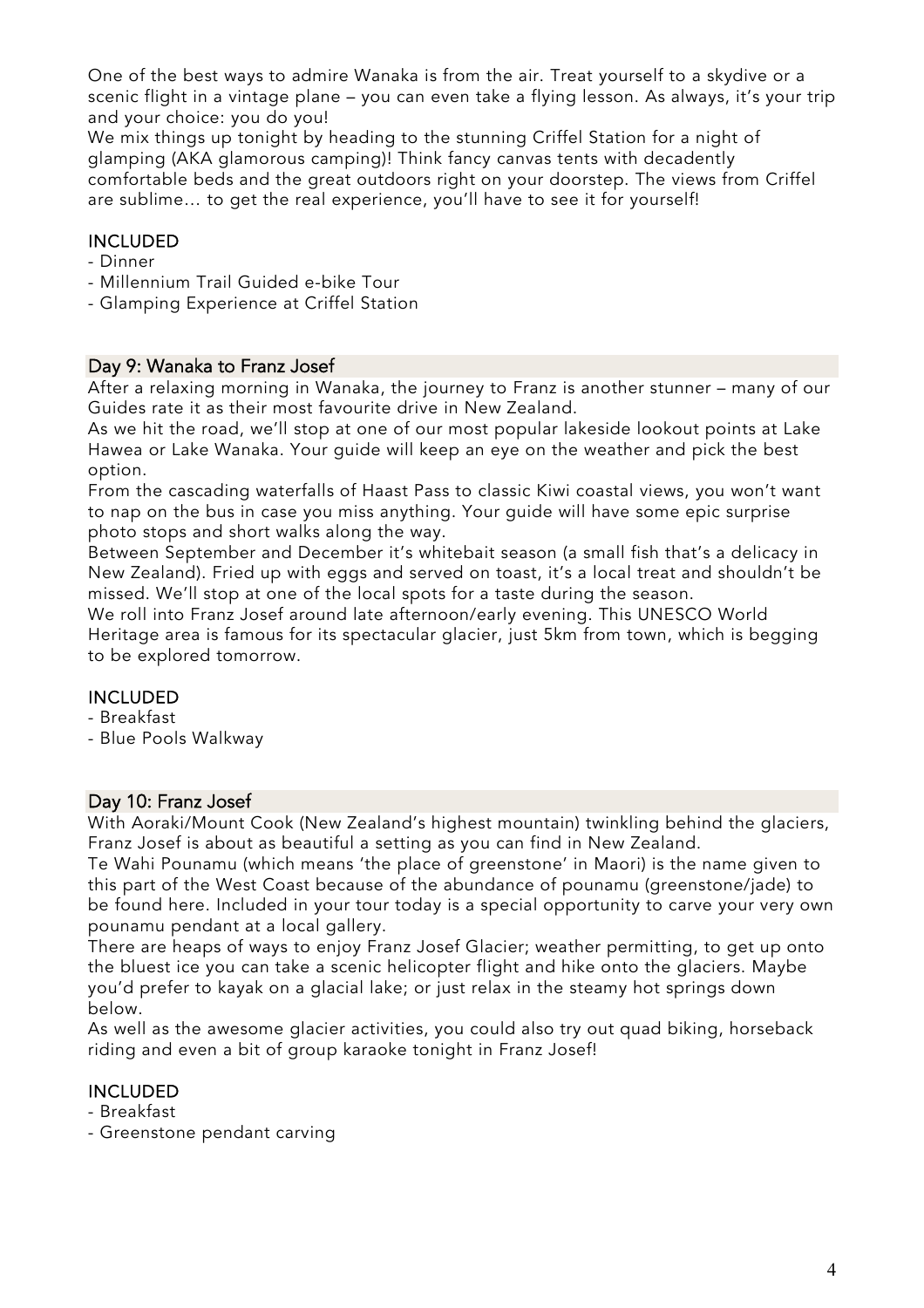One of the best ways to admire Wanaka is from the air. Treat yourself to a skydive or a scenic flight in a vintage plane – you can even take a flying lesson. As always, it's your trip and your choice: you do you!

We mix things up tonight by heading to the stunning Criffel Station for a night of glamping (AKA glamorous camping)! Think fancy canvas tents with decadently comfortable beds and the great outdoors right on your doorstep. The views from Criffel are sublime… to get the real experience, you'll have to see it for yourself!

INCLUDED

- Dinner
- Millennium Trail Guided e-bike Tour
- Glamping Experience at Criffel Station

## Day 9: Wanaka to Franz Josef

After a relaxing morning in Wanaka, the journey to Franz is another stunner – many of our Guides rate it as their most favourite drive in New Zealand.

As we hit the road, we'll stop at one of our most popular lakeside lookout points at Lake Hawea or Lake Wanaka. Your guide will keep an eye on the weather and pick the best option.

From the cascading waterfalls of Haast Pass to classic Kiwi coastal views, you won't want to nap on the bus in case you miss anything. Your guide will have some epic surprise photo stops and short walks along the way.

Between September and December it's whitebait season (a small fish that's a delicacy in New Zealand). Fried up with eggs and served on toast, it's a local treat and shouldn't be missed. We'll stop at one of the local spots for a taste during the season.

We roll into Franz Josef around late afternoon/early evening. This UNESCO World Heritage area is famous for its spectacular glacier, just 5km from town, which is begging to be explored tomorrow.

INCLUDED

- Breakfast
- Blue Pools Walkway

## Day 10: Franz Josef

With Aoraki/Mount Cook (New Zealand's highest mountain) twinkling behind the glaciers, Franz Josef is about as beautiful a setting as you can find in New Zealand.

Te Wahi Pounamu (which means 'the place of greenstone' in Maori) is the name given to this part of the West Coast because of the abundance of pounamu (greenstone/jade) to be found here. Included in your tour today is a special opportunity to carve your very own pounamu pendant at a local gallery.

There are heaps of ways to enjoy Franz Josef Glacier; weather permitting, to get up onto the bluest ice you can take a scenic helicopter flight and hike onto the glaciers. Maybe you'd prefer to kayak on a glacial lake; or just relax in the steamy hot springs down below.

As well as the awesome glacier activities, you could also try out quad biking, horseback riding and even a bit of group karaoke tonight in Franz Josef!

INCLUDED

- Breakfast
- Greenstone pendant carving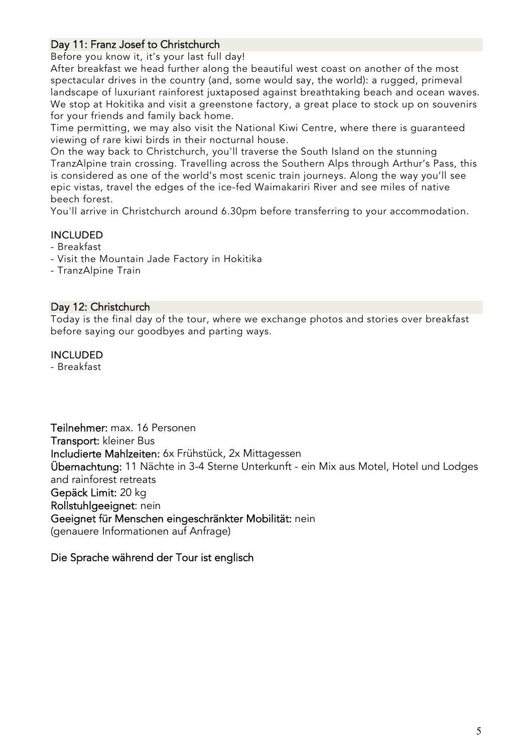## Day 11: Franz Josef to Christchurch

Before you know it, it's your last full day!
After breakfast we head further along the beautiful west coast on another of the most spectacular drives in the country (and, some would say, the world): a rugged, primeval landscape of luxuriant rainforest juxtaposed against breathtaking beach and ocean waves. We stop at Hokitika and visit a greenstone factory, a great place to stock up on souvenirs for your friends and family back home.
Time permitting, we may also visit the National Kiwi Centre, where there is guaranteed viewing of rare kiwi birds in their nocturnal house.
On the way back to Christchurch, you'll traverse the South Island on the stunning TranzAlpine train crossing. Travelling across the Southern Alps through Arthur's Pass, this is considered as one of the world's most scenic train journeys. Along the way you'll see epic vistas, travel the edges of the ice-fed Waimakariri River and see miles of native beech forest.
You'll arrive in Christchurch around 6.30pm before transferring to your accommodation.

INCLUDED
- Breakfast
- Visit the Mountain Jade Factory in Hokitika
- TranzAlpine Train

## Day 12: Christchurch

Today is the final day of the tour, where we exchange photos and stories over breakfast before saying our goodbyes and parting ways.

INCLUDED
- Breakfast

**Teilnehmer:** max. 16 Personen
**Transport:** kleiner Bus
**Includierte Mahlzeiten:** 6x Frühstück, 2x Mittagessen
**Übernachtung:** 11 Nächte in 3-4 Sterne Unterkunft - ein Mix aus Motel, Hotel und Lodges and rainforest retreats
**Gepäck Limit:** 20 kg
**Rollstuhlgeeignet**: nein
**Geeignet für Menschen eingeschränkter Mobilität:** nein
(genauere Informationen auf Anfrage)

Die Sprache während der Tour ist englisch